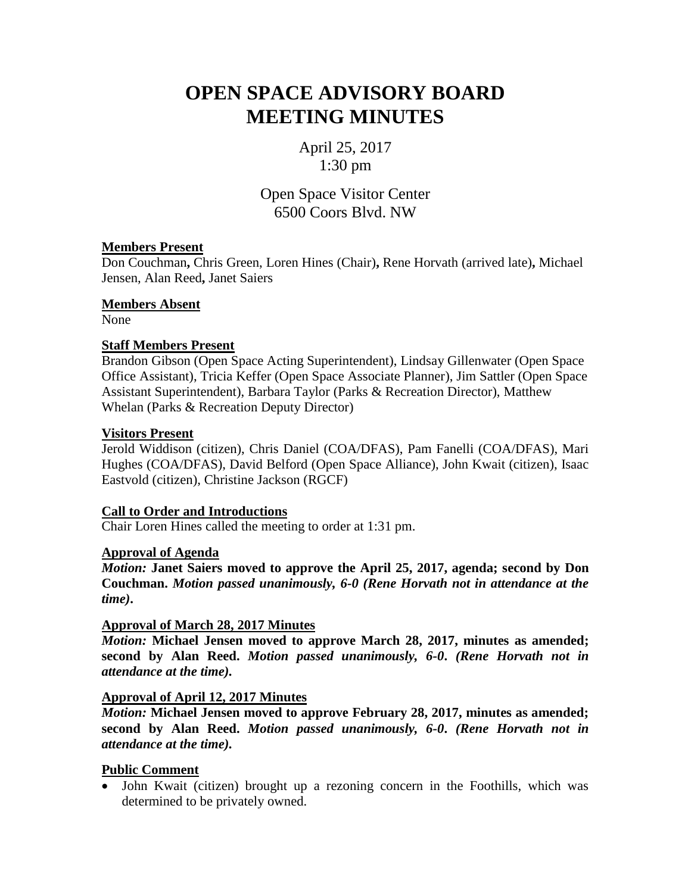# OPEN SPACE ADVISORY BOARD MEETING MINUTES

April 25, 2017
1:30 pm

Open Space Visitor Center
6500 Coors Blvd. NW

**Members Present**

Don Couchman**,** Chris Green, Loren Hines (Chair)**,** Rene Horvath (arrived late)**,** Michael Jensen, Alan Reed**,** Janet Saiers

**Members Absent**

None

**Staff Members Present**

Brandon Gibson (Open Space Acting Superintendent), Lindsay Gillenwater (Open Space Office Assistant), Tricia Keffer (Open Space Associate Planner), Jim Sattler (Open Space Assistant Superintendent), Barbara Taylor (Parks & Recreation Director), Matthew Whelan (Parks & Recreation Deputy Director)

**Visitors Present**

Jerold Widdison (citizen), Chris Daniel (COA/DFAS), Pam Fanelli (COA/DFAS), Mari Hughes (COA/DFAS), David Belford (Open Space Alliance), John Kwait (citizen), Isaac Eastvold (citizen), Christine Jackson (RGCF)

**Call to Order and Introductions**

Chair Loren Hines called the meeting to order at 1:31 pm.

**Approval of Agenda**

***Motion:*** **Janet Saiers moved to approve the April 25, 2017, agenda; second by Don Couchman.** ***Motion passed unanimously, 6-0 (Rene Horvath not in attendance at the time).***

**Approval of March 28, 2017 Minutes**

***Motion:*** **Michael Jensen moved to approve March 28, 2017, minutes as amended; second by Alan Reed.** ***Motion passed unanimously, 6-0. (Rene Horvath not in attendance at the time).***

**Approval of April 12, 2017 Minutes**

***Motion:*** **Michael Jensen moved to approve February 28, 2017, minutes as amended; second by Alan Reed.** ***Motion passed unanimously, 6-0. (Rene Horvath not in attendance at the time).***

**Public Comment**

- John Kwait (citizen) brought up a rezoning concern in the Foothills, which was determined to be privately owned.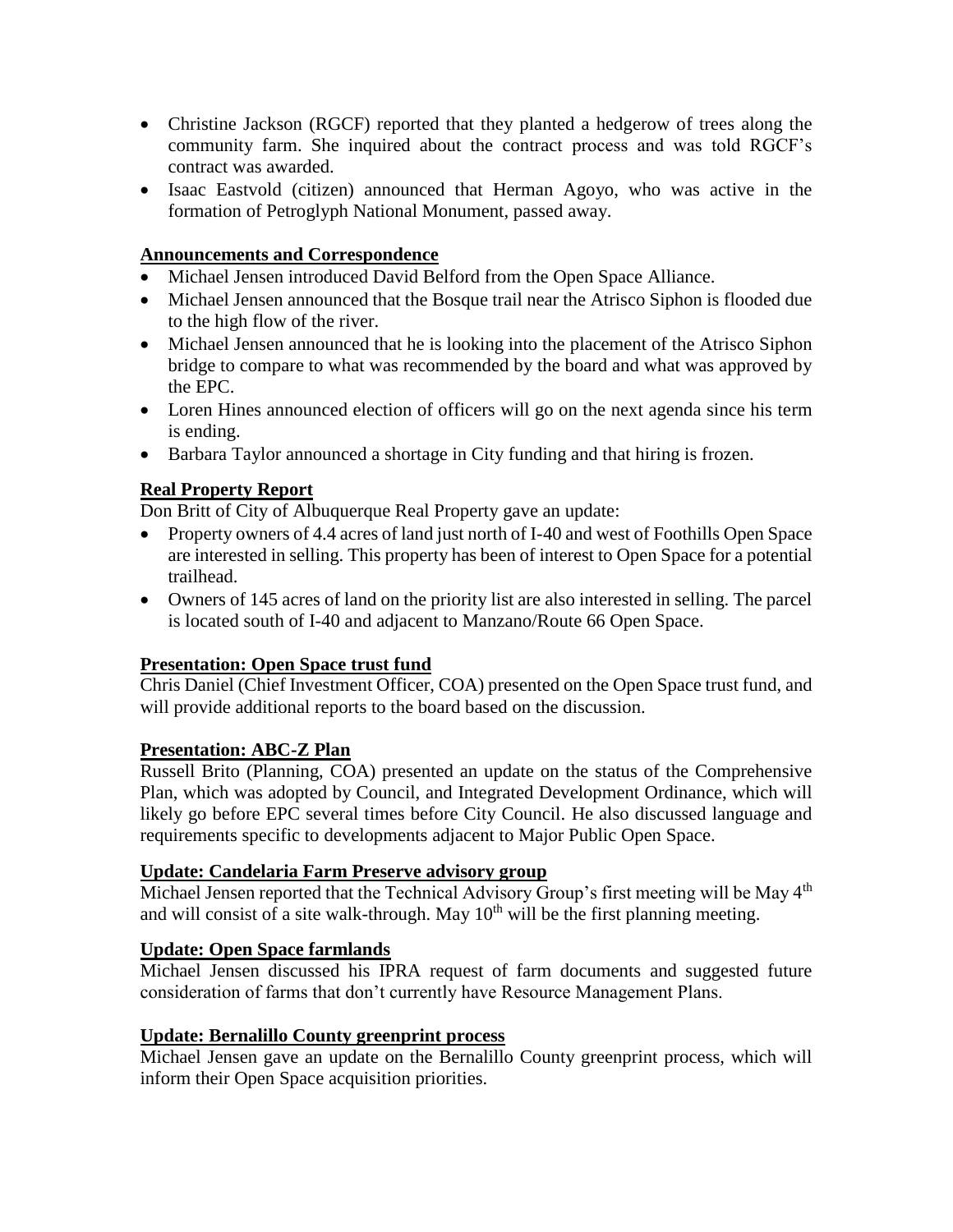- Christine Jackson (RGCF) reported that they planted a hedgerow of trees along the community farm. She inquired about the contract process and was told RGCF's contract was awarded.
- Isaac Eastvold (citizen) announced that Herman Agoyo, who was active in the formation of Petroglyph National Monument, passed away.

**Announcements and Correspondence**

- Michael Jensen introduced David Belford from the Open Space Alliance.
- Michael Jensen announced that the Bosque trail near the Atrisco Siphon is flooded due to the high flow of the river.
- Michael Jensen announced that he is looking into the placement of the Atrisco Siphon bridge to compare to what was recommended by the board and what was approved by the EPC.
- Loren Hines announced election of officers will go on the next agenda since his term is ending.
- Barbara Taylor announced a shortage in City funding and that hiring is frozen.

**Real Property Report**

Don Britt of City of Albuquerque Real Property gave an update:

- Property owners of 4.4 acres of land just north of I-40 and west of Foothills Open Space are interested in selling. This property has been of interest to Open Space for a potential trailhead.
- Owners of 145 acres of land on the priority list are also interested in selling. The parcel is located south of I-40 and adjacent to Manzano/Route 66 Open Space.

**Presentation: Open Space trust fund**

Chris Daniel (Chief Investment Officer, COA) presented on the Open Space trust fund, and will provide additional reports to the board based on the discussion.

**Presentation: ABC-Z Plan**

Russell Brito (Planning, COA) presented an update on the status of the Comprehensive Plan, which was adopted by Council, and Integrated Development Ordinance, which will likely go before EPC several times before City Council. He also discussed language and requirements specific to developments adjacent to Major Public Open Space.

**Update: Candelaria Farm Preserve advisory group**

Michael Jensen reported that the Technical Advisory Group's first meeting will be May 4th and will consist of a site walk-through. May 10th will be the first planning meeting.

**Update: Open Space farmlands**

Michael Jensen discussed his IPRA request of farm documents and suggested future consideration of farms that don't currently have Resource Management Plans.

**Update: Bernalillo County greenprint process**

Michael Jensen gave an update on the Bernalillo County greenprint process, which will inform their Open Space acquisition priorities.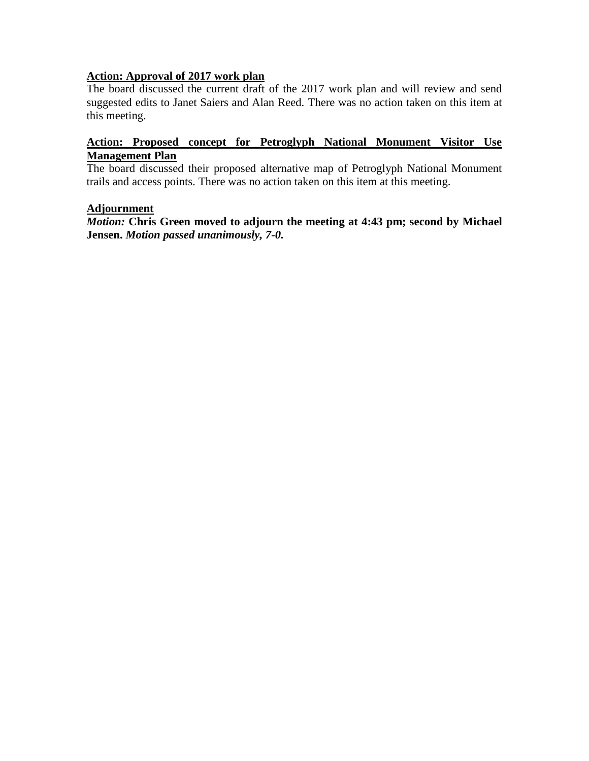**Action: Approval of 2017 work plan**

The board discussed the current draft of the 2017 work plan and will review and send suggested edits to Janet Saiers and Alan Reed. There was no action taken on this item at this meeting.

**Action: Proposed concept for Petroglyph National Monument Visitor Use Management Plan**

The board discussed their proposed alternative map of Petroglyph National Monument trails and access points. There was no action taken on this item at this meeting.

**Adjournment**

***Motion:*** **Chris Green moved to adjourn the meeting at 4:43 pm; second by Michael Jensen.** ***Motion passed unanimously, 7-0.***